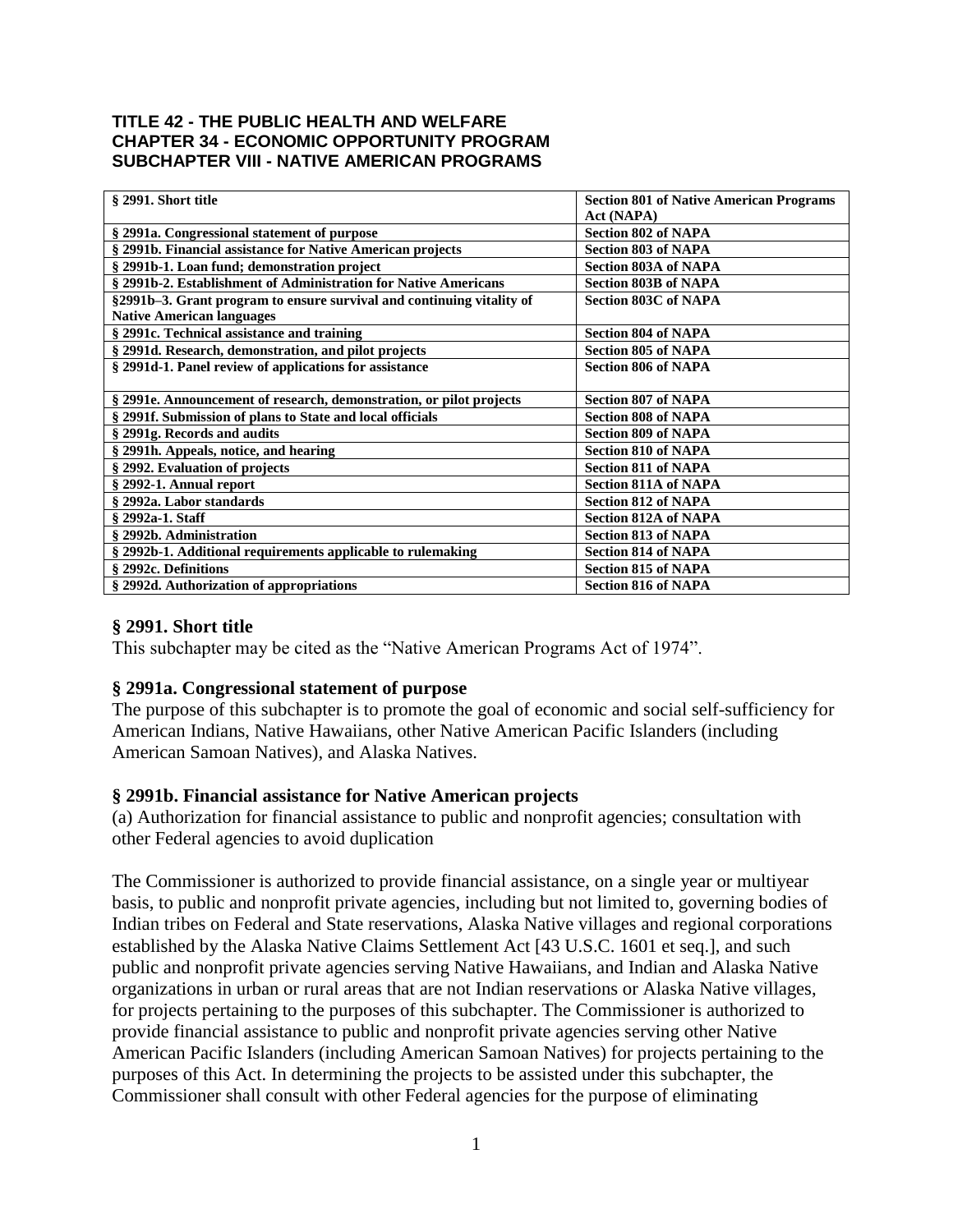**TITLE 42 - THE PUBLIC HEALTH AND WELFARE**
**CHAPTER 34 - ECONOMIC OPPORTUNITY PROGRAM**
**SUBCHAPTER VIII - NATIVE AMERICAN PROGRAMS**

| § 2991. Short title | Section 801 of Native American Programs Act (NAPA) |
|---|---|
| § 2991a. Congressional statement of purpose | Section 802 of NAPA |
| § 2991b. Financial assistance for Native American projects | Section 803 of NAPA |
| § 2991b-1. Loan fund; demonstration project | Section 803A of NAPA |
| § 2991b-2. Establishment of Administration for Native Americans | Section 803B of NAPA |
| §2991b–3. Grant program to ensure survival and continuing vitality of Native American languages | Section 803C of NAPA |
| § 2991c. Technical assistance and training | Section 804 of NAPA |
| § 2991d. Research, demonstration, and pilot projects | Section 805 of NAPA |
| § 2991d-1. Panel review of applications for assistance | Section 806 of NAPA |
| § 2991e. Announcement of research, demonstration, or pilot projects | Section 807 of NAPA |
| § 2991f. Submission of plans to State and local officials | Section 808 of NAPA |
| § 2991g. Records and audits | Section 809 of NAPA |
| § 2991h. Appeals, notice, and hearing | Section 810 of NAPA |
| § 2992. Evaluation of projects | Section 811 of NAPA |
| § 2992-1. Annual report | Section 811A of NAPA |
| § 2992a. Labor standards | Section 812 of NAPA |
| § 2992a-1. Staff | Section 812A of NAPA |
| § 2992b. Administration | Section 813 of NAPA |
| § 2992b-1. Additional requirements applicable to rulemaking | Section 814 of NAPA |
| § 2992c. Definitions | Section 815 of NAPA |
| § 2992d. Authorization of appropriations | Section 816 of NAPA |

### § 2991. Short title

This subchapter may be cited as the "Native American Programs Act of 1974".

### § 2991a. Congressional statement of purpose

The purpose of this subchapter is to promote the goal of economic and social self-sufficiency for American Indians, Native Hawaiians, other Native American Pacific Islanders (including American Samoan Natives), and Alaska Natives.

### § 2991b. Financial assistance for Native American projects

(a) Authorization for financial assistance to public and nonprofit agencies; consultation with other Federal agencies to avoid duplication

The Commissioner is authorized to provide financial assistance, on a single year or multiyear basis, to public and nonprofit private agencies, including but not limited to, governing bodies of Indian tribes on Federal and State reservations, Alaska Native villages and regional corporations established by the Alaska Native Claims Settlement Act [43 U.S.C. 1601 et seq.], and such public and nonprofit private agencies serving Native Hawaiians, and Indian and Alaska Native organizations in urban or rural areas that are not Indian reservations or Alaska Native villages, for projects pertaining to the purposes of this subchapter. The Commissioner is authorized to provide financial assistance to public and nonprofit private agencies serving other Native American Pacific Islanders (including American Samoan Natives) for projects pertaining to the purposes of this Act. In determining the projects to be assisted under this subchapter, the Commissioner shall consult with other Federal agencies for the purpose of eliminating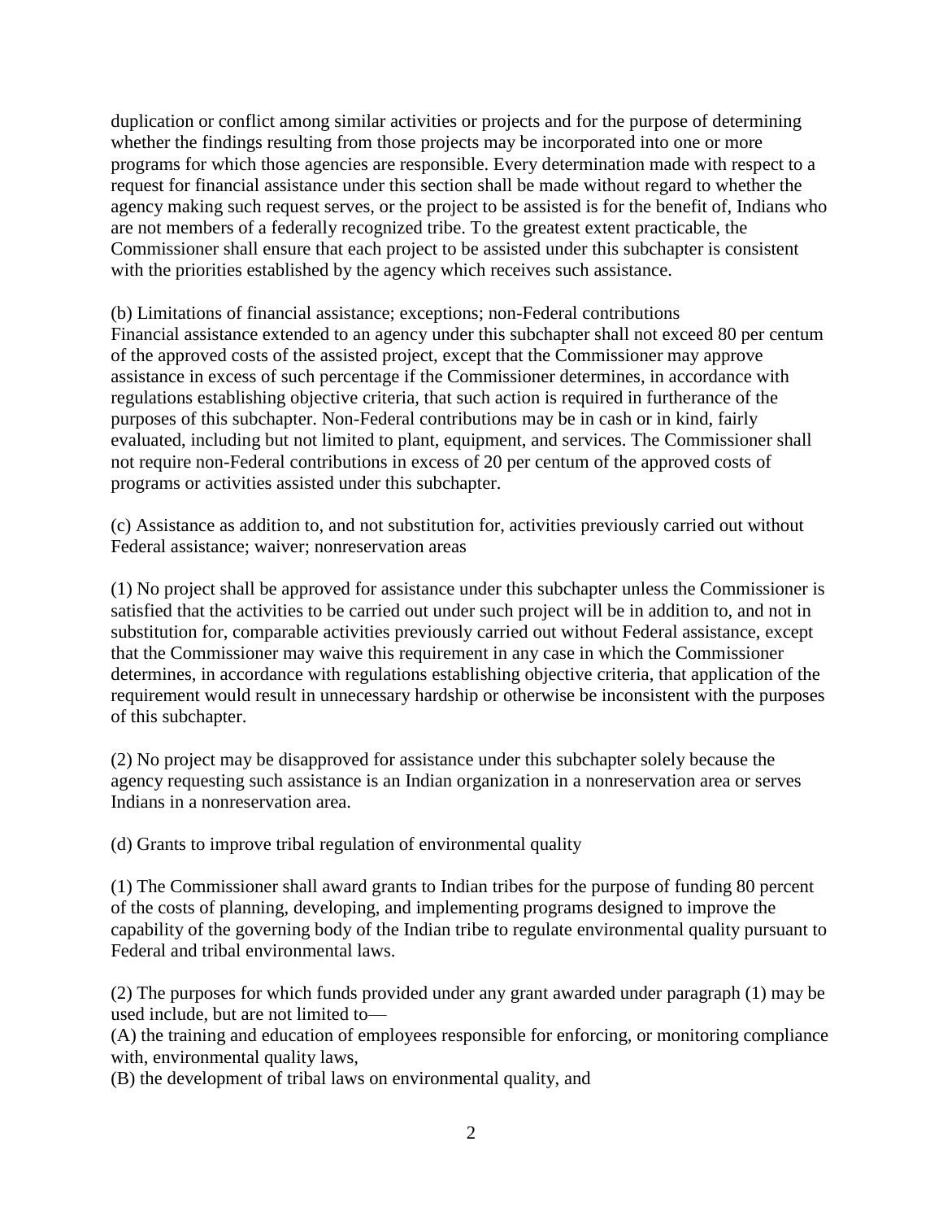duplication or conflict among similar activities or projects and for the purpose of determining whether the findings resulting from those projects may be incorporated into one or more programs for which those agencies are responsible. Every determination made with respect to a request for financial assistance under this section shall be made without regard to whether the agency making such request serves, or the project to be assisted is for the benefit of, Indians who are not members of a federally recognized tribe. To the greatest extent practicable, the Commissioner shall ensure that each project to be assisted under this subchapter is consistent with the priorities established by the agency which receives such assistance.

(b) Limitations of financial assistance; exceptions; non-Federal contributions
Financial assistance extended to an agency under this subchapter shall not exceed 80 per centum of the approved costs of the assisted project, except that the Commissioner may approve assistance in excess of such percentage if the Commissioner determines, in accordance with regulations establishing objective criteria, that such action is required in furtherance of the purposes of this subchapter. Non-Federal contributions may be in cash or in kind, fairly evaluated, including but not limited to plant, equipment, and services. The Commissioner shall not require non-Federal contributions in excess of 20 per centum of the approved costs of programs or activities assisted under this subchapter.

(c) Assistance as addition to, and not substitution for, activities previously carried out without Federal assistance; waiver; nonreservation areas

(1) No project shall be approved for assistance under this subchapter unless the Commissioner is satisfied that the activities to be carried out under such project will be in addition to, and not in substitution for, comparable activities previously carried out without Federal assistance, except that the Commissioner may waive this requirement in any case in which the Commissioner determines, in accordance with regulations establishing objective criteria, that application of the requirement would result in unnecessary hardship or otherwise be inconsistent with the purposes of this subchapter.

(2) No project may be disapproved for assistance under this subchapter solely because the agency requesting such assistance is an Indian organization in a nonreservation area or serves Indians in a nonreservation area.

(d) Grants to improve tribal regulation of environmental quality

(1) The Commissioner shall award grants to Indian tribes for the purpose of funding 80 percent of the costs of planning, developing, and implementing programs designed to improve the capability of the governing body of the Indian tribe to regulate environmental quality pursuant to Federal and tribal environmental laws.

(2) The purposes for which funds provided under any grant awarded under paragraph (1) may be used include, but are not limited to—
(A) the training and education of employees responsible for enforcing, or monitoring compliance with, environmental quality laws,
(B) the development of tribal laws on environmental quality, and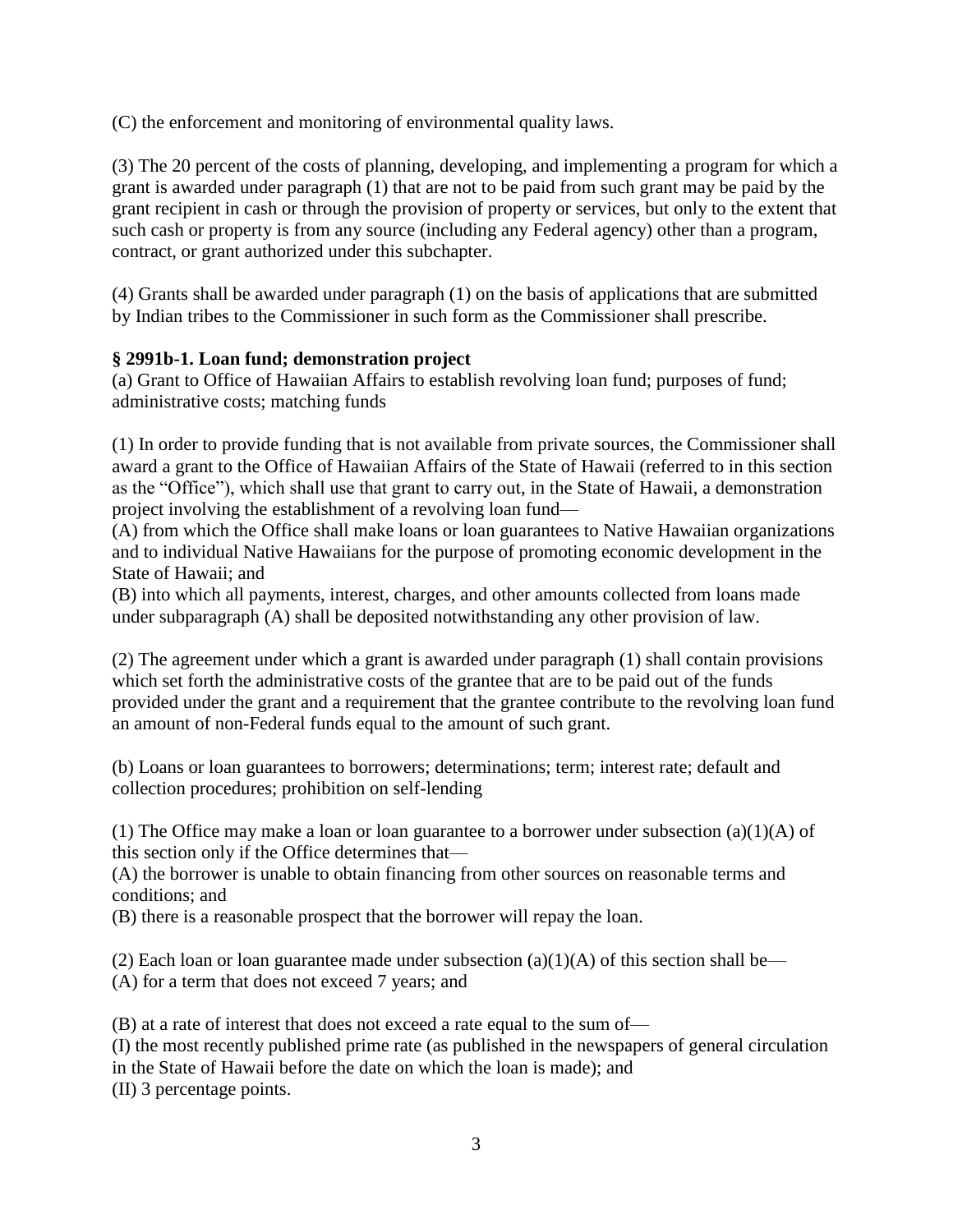(C) the enforcement and monitoring of environmental quality laws.

(3) The 20 percent of the costs of planning, developing, and implementing a program for which a grant is awarded under paragraph (1) that are not to be paid from such grant may be paid by the grant recipient in cash or through the provision of property or services, but only to the extent that such cash or property is from any source (including any Federal agency) other than a program, contract, or grant authorized under this subchapter.

(4) Grants shall be awarded under paragraph (1) on the basis of applications that are submitted by Indian tribes to the Commissioner in such form as the Commissioner shall prescribe.

**§ 2991b-1. Loan fund; demonstration project**

(a) Grant to Office of Hawaiian Affairs to establish revolving loan fund; purposes of fund; administrative costs; matching funds

(1) In order to provide funding that is not available from private sources, the Commissioner shall award a grant to the Office of Hawaiian Affairs of the State of Hawaii (referred to in this section as the "Office"), which shall use that grant to carry out, in the State of Hawaii, a demonstration project involving the establishment of a revolving loan fund—

(A) from which the Office shall make loans or loan guarantees to Native Hawaiian organizations and to individual Native Hawaiians for the purpose of promoting economic development in the State of Hawaii; and

(B) into which all payments, interest, charges, and other amounts collected from loans made under subparagraph (A) shall be deposited notwithstanding any other provision of law.

(2) The agreement under which a grant is awarded under paragraph (1) shall contain provisions which set forth the administrative costs of the grantee that are to be paid out of the funds provided under the grant and a requirement that the grantee contribute to the revolving loan fund an amount of non-Federal funds equal to the amount of such grant.

(b) Loans or loan guarantees to borrowers; determinations; term; interest rate; default and collection procedures; prohibition on self-lending

(1) The Office may make a loan or loan guarantee to a borrower under subsection (a)(1)(A) of this section only if the Office determines that—

(A) the borrower is unable to obtain financing from other sources on reasonable terms and conditions; and

(B) there is a reasonable prospect that the borrower will repay the loan.

(2) Each loan or loan guarantee made under subsection (a)(1)(A) of this section shall be—

(A) for a term that does not exceed 7 years; and

(B) at a rate of interest that does not exceed a rate equal to the sum of—

(I) the most recently published prime rate (as published in the newspapers of general circulation in the State of Hawaii before the date on which the loan is made); and

(II) 3 percentage points.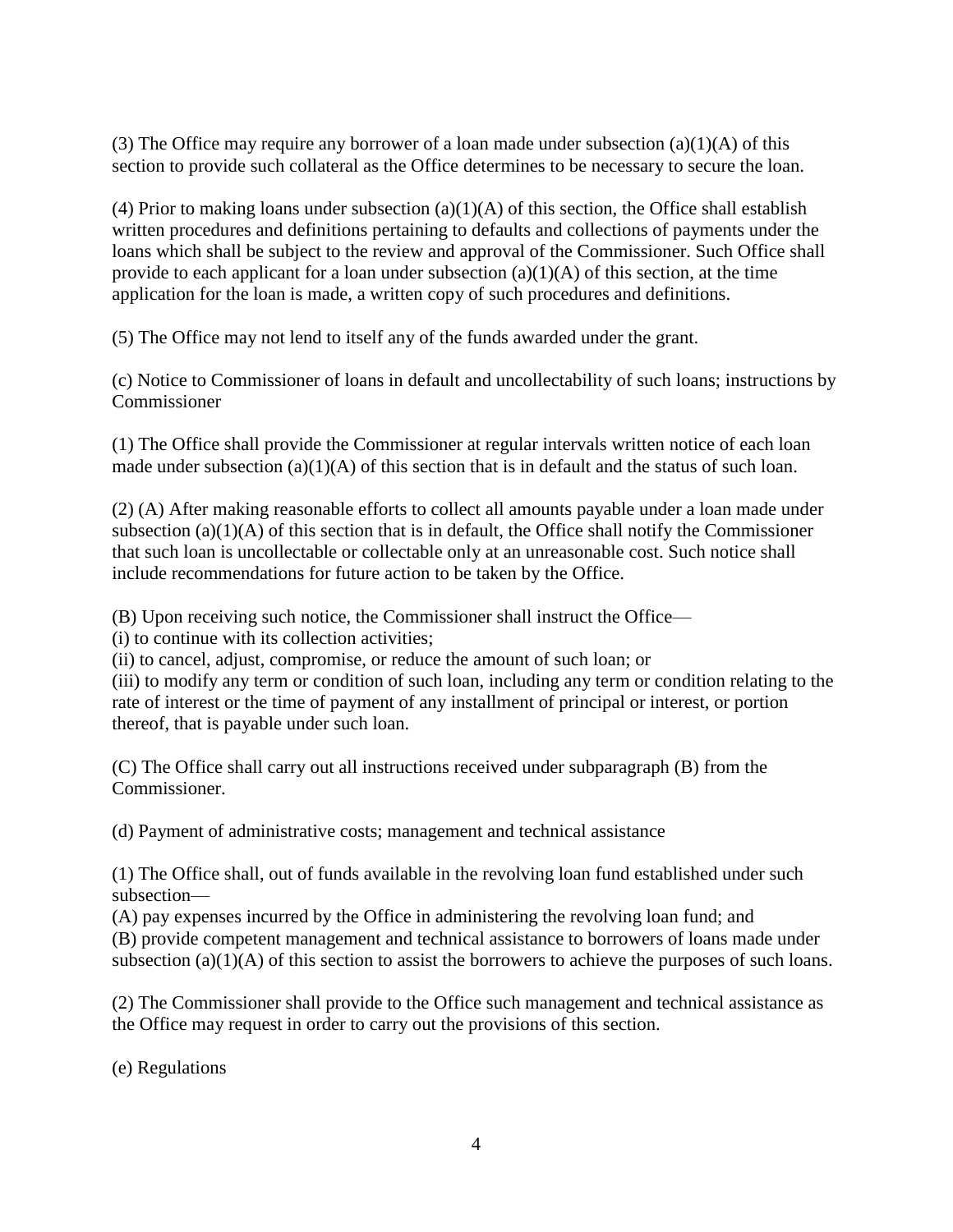(3) The Office may require any borrower of a loan made under subsection (a)(1)(A) of this section to provide such collateral as the Office determines to be necessary to secure the loan.

(4) Prior to making loans under subsection (a)(1)(A) of this section, the Office shall establish written procedures and definitions pertaining to defaults and collections of payments under the loans which shall be subject to the review and approval of the Commissioner. Such Office shall provide to each applicant for a loan under subsection (a)(1)(A) of this section, at the time application for the loan is made, a written copy of such procedures and definitions.

(5) The Office may not lend to itself any of the funds awarded under the grant.

(c) Notice to Commissioner of loans in default and uncollectability of such loans; instructions by Commissioner

(1) The Office shall provide the Commissioner at regular intervals written notice of each loan made under subsection (a)(1)(A) of this section that is in default and the status of such loan.

(2) (A) After making reasonable efforts to collect all amounts payable under a loan made under subsection (a)(1)(A) of this section that is in default, the Office shall notify the Commissioner that such loan is uncollectable or collectable only at an unreasonable cost. Such notice shall include recommendations for future action to be taken by the Office.

(B) Upon receiving such notice, the Commissioner shall instruct the Office—
(i) to continue with its collection activities;
(ii) to cancel, adjust, compromise, or reduce the amount of such loan; or
(iii) to modify any term or condition of such loan, including any term or condition relating to the rate of interest or the time of payment of any installment of principal or interest, or portion thereof, that is payable under such loan.

(C) The Office shall carry out all instructions received under subparagraph (B) from the Commissioner.

(d) Payment of administrative costs; management and technical assistance

(1) The Office shall, out of funds available in the revolving loan fund established under such subsection—
(A) pay expenses incurred by the Office in administering the revolving loan fund; and
(B) provide competent management and technical assistance to borrowers of loans made under subsection (a)(1)(A) of this section to assist the borrowers to achieve the purposes of such loans.

(2) The Commissioner shall provide to the Office such management and technical assistance as the Office may request in order to carry out the provisions of this section.

(e) Regulations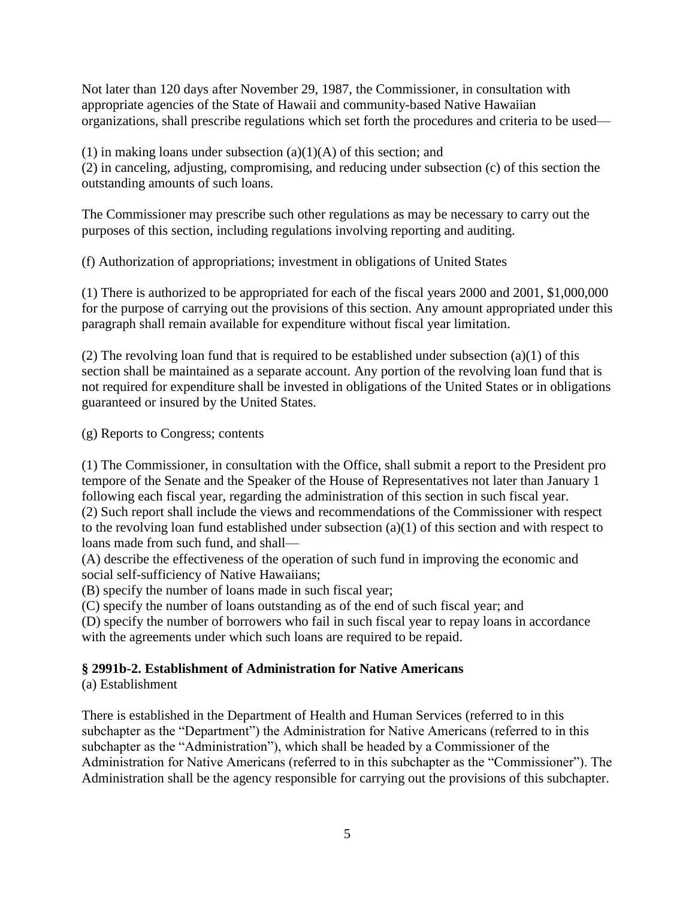Not later than 120 days after November 29, 1987, the Commissioner, in consultation with appropriate agencies of the State of Hawaii and community-based Native Hawaiian organizations, shall prescribe regulations which set forth the procedures and criteria to be used—

(1) in making loans under subsection (a)(1)(A) of this section; and
(2) in canceling, adjusting, compromising, and reducing under subsection (c) of this section the outstanding amounts of such loans.

The Commissioner may prescribe such other regulations as may be necessary to carry out the purposes of this section, including regulations involving reporting and auditing.

(f) Authorization of appropriations; investment in obligations of United States

(1) There is authorized to be appropriated for each of the fiscal years 2000 and 2001, $1,000,000 for the purpose of carrying out the provisions of this section. Any amount appropriated under this paragraph shall remain available for expenditure without fiscal year limitation.

(2) The revolving loan fund that is required to be established under subsection (a)(1) of this section shall be maintained as a separate account. Any portion of the revolving loan fund that is not required for expenditure shall be invested in obligations of the United States or in obligations guaranteed or insured by the United States.

(g) Reports to Congress; contents

(1) The Commissioner, in consultation with the Office, shall submit a report to the President pro tempore of the Senate and the Speaker of the House of Representatives not later than January 1 following each fiscal year, regarding the administration of this section in such fiscal year.
(2) Such report shall include the views and recommendations of the Commissioner with respect to the revolving loan fund established under subsection (a)(1) of this section and with respect to loans made from such fund, and shall—
(A) describe the effectiveness of the operation of such fund in improving the economic and social self-sufficiency of Native Hawaiians;
(B) specify the number of loans made in such fiscal year;
(C) specify the number of loans outstanding as of the end of such fiscal year; and
(D) specify the number of borrowers who fail in such fiscal year to repay loans in accordance with the agreements under which such loans are required to be repaid.

**§ 2991b-2. Establishment of Administration for Native Americans**

(a) Establishment

There is established in the Department of Health and Human Services (referred to in this subchapter as the "Department") the Administration for Native Americans (referred to in this subchapter as the "Administration"), which shall be headed by a Commissioner of the Administration for Native Americans (referred to in this subchapter as the "Commissioner"). The Administration shall be the agency responsible for carrying out the provisions of this subchapter.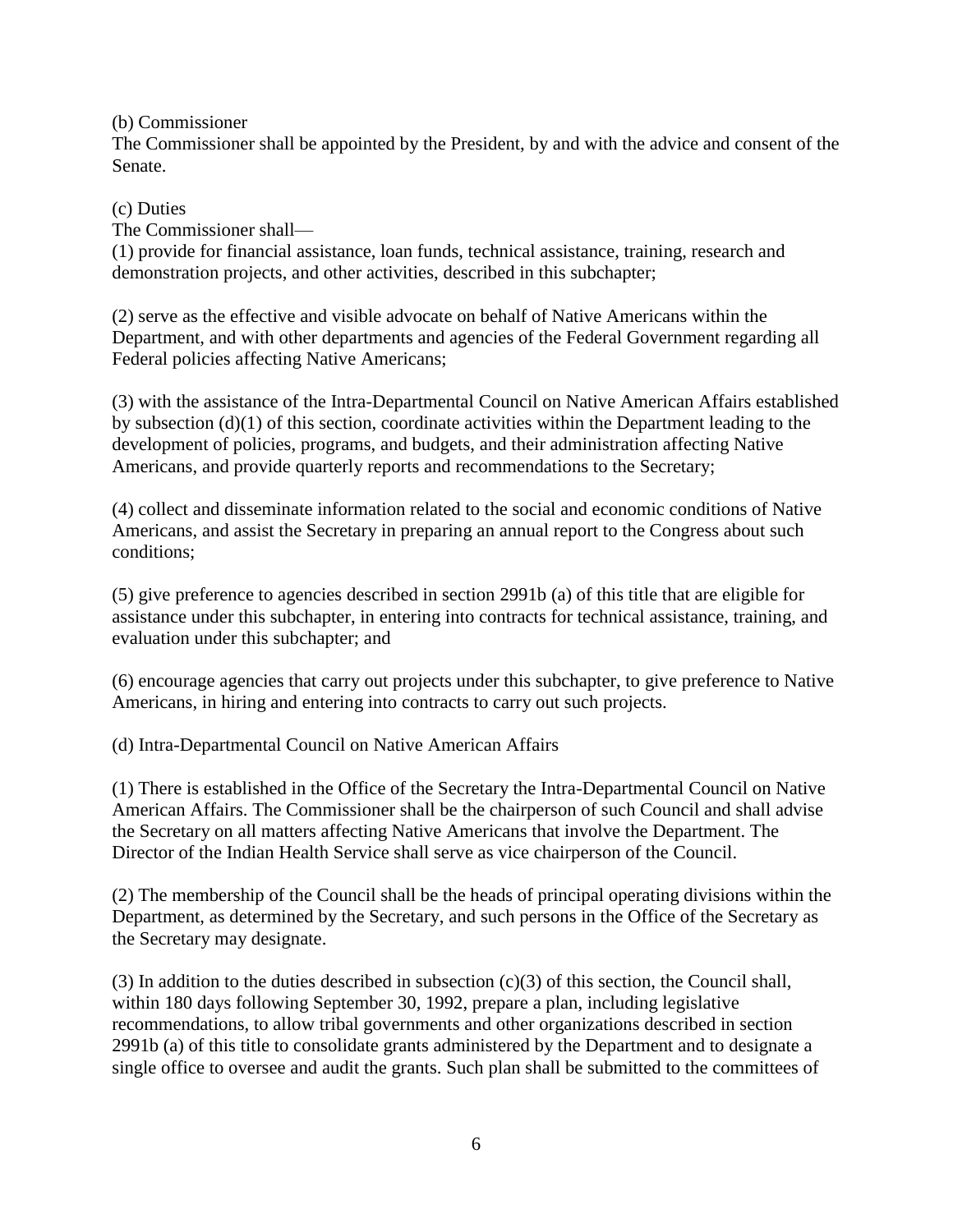(b) Commissioner

The Commissioner shall be appointed by the President, by and with the advice and consent of the Senate.

(c) Duties

The Commissioner shall—

(1) provide for financial assistance, loan funds, technical assistance, training, research and demonstration projects, and other activities, described in this subchapter;

(2) serve as the effective and visible advocate on behalf of Native Americans within the Department, and with other departments and agencies of the Federal Government regarding all Federal policies affecting Native Americans;

(3) with the assistance of the Intra-Departmental Council on Native American Affairs established by subsection (d)(1) of this section, coordinate activities within the Department leading to the development of policies, programs, and budgets, and their administration affecting Native Americans, and provide quarterly reports and recommendations to the Secretary;

(4) collect and disseminate information related to the social and economic conditions of Native Americans, and assist the Secretary in preparing an annual report to the Congress about such conditions;

(5) give preference to agencies described in section 2991b (a) of this title that are eligible for assistance under this subchapter, in entering into contracts for technical assistance, training, and evaluation under this subchapter; and

(6) encourage agencies that carry out projects under this subchapter, to give preference to Native Americans, in hiring and entering into contracts to carry out such projects.

(d) Intra-Departmental Council on Native American Affairs

(1) There is established in the Office of the Secretary the Intra-Departmental Council on Native American Affairs. The Commissioner shall be the chairperson of such Council and shall advise the Secretary on all matters affecting Native Americans that involve the Department. The Director of the Indian Health Service shall serve as vice chairperson of the Council.

(2) The membership of the Council shall be the heads of principal operating divisions within the Department, as determined by the Secretary, and such persons in the Office of the Secretary as the Secretary may designate.

(3) In addition to the duties described in subsection (c)(3) of this section, the Council shall, within 180 days following September 30, 1992, prepare a plan, including legislative recommendations, to allow tribal governments and other organizations described in section 2991b (a) of this title to consolidate grants administered by the Department and to designate a single office to oversee and audit the grants. Such plan shall be submitted to the committees of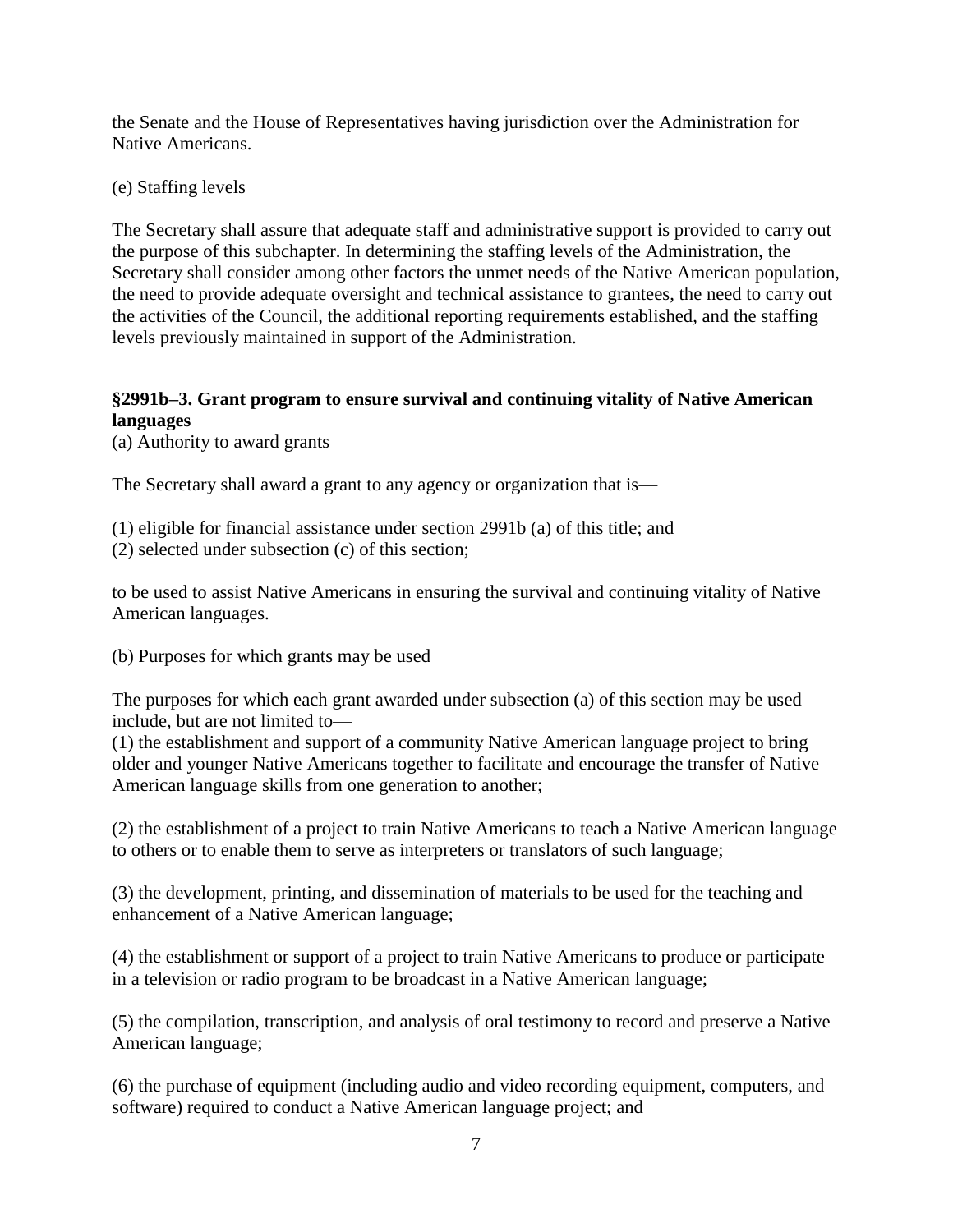the Senate and the House of Representatives having jurisdiction over the Administration for Native Americans.

(e) Staffing levels

The Secretary shall assure that adequate staff and administrative support is provided to carry out the purpose of this subchapter. In determining the staffing levels of the Administration, the Secretary shall consider among other factors the unmet needs of the Native American population, the need to provide adequate oversight and technical assistance to grantees, the need to carry out the activities of the Council, the additional reporting requirements established, and the staffing levels previously maintained in support of the Administration.

### §2991b–3. Grant program to ensure survival and continuing vitality of Native American languages

(a) Authority to award grants

The Secretary shall award a grant to any agency or organization that is—

(1) eligible for financial assistance under section 2991b (a) of this title; and
(2) selected under subsection (c) of this section;

to be used to assist Native Americans in ensuring the survival and continuing vitality of Native American languages.

(b) Purposes for which grants may be used

The purposes for which each grant awarded under subsection (a) of this section may be used include, but are not limited to—
(1) the establishment and support of a community Native American language project to bring older and younger Native Americans together to facilitate and encourage the transfer of Native American language skills from one generation to another;

(2) the establishment of a project to train Native Americans to teach a Native American language to others or to enable them to serve as interpreters or translators of such language;

(3) the development, printing, and dissemination of materials to be used for the teaching and enhancement of a Native American language;

(4) the establishment or support of a project to train Native Americans to produce or participate in a television or radio program to be broadcast in a Native American language;

(5) the compilation, transcription, and analysis of oral testimony to record and preserve a Native American language;

(6) the purchase of equipment (including audio and video recording equipment, computers, and software) required to conduct a Native American language project; and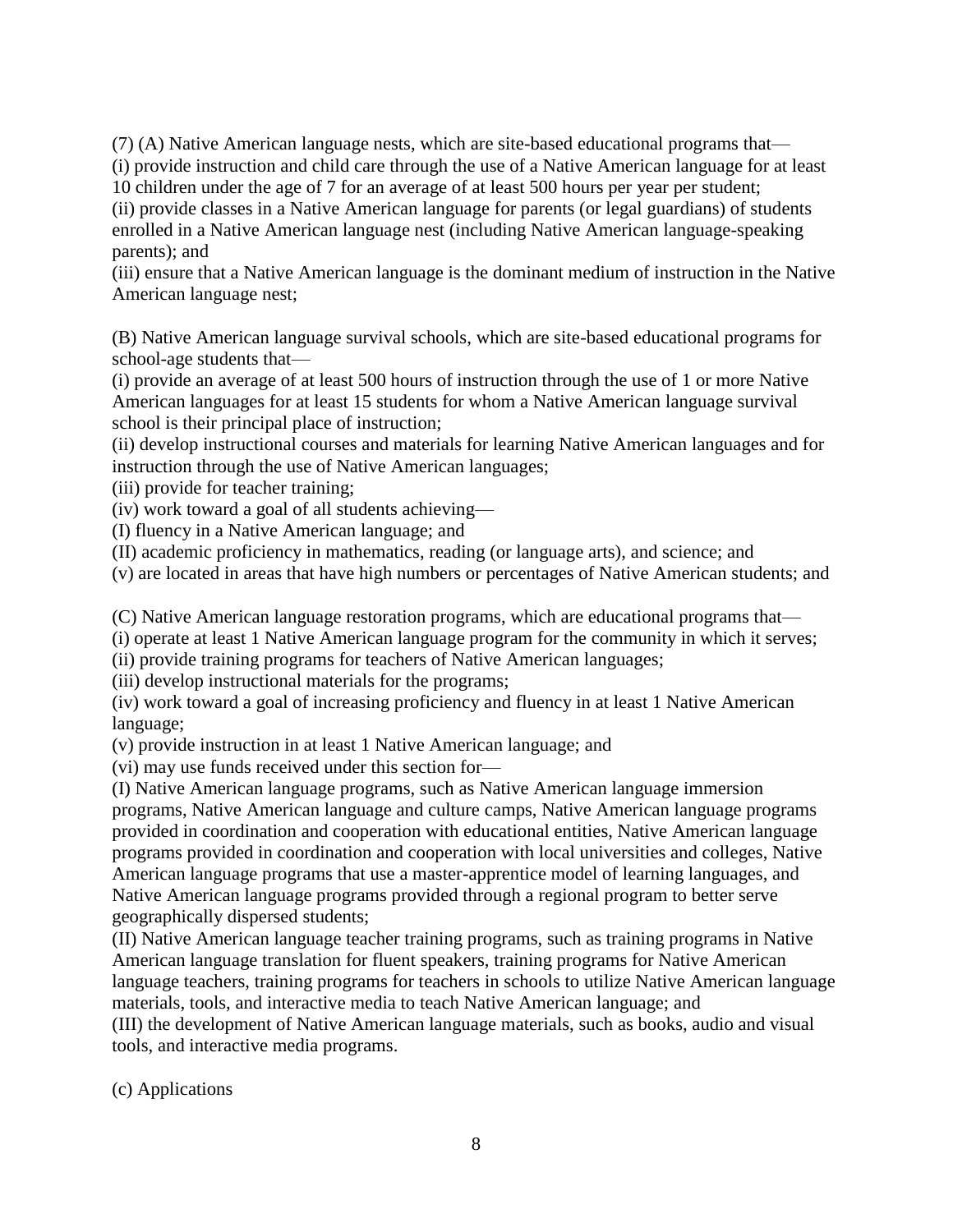(7) (A) Native American language nests, which are site-based educational programs that—
(i) provide instruction and child care through the use of a Native American language for at least 10 children under the age of 7 for an average of at least 500 hours per year per student;
(ii) provide classes in a Native American language for parents (or legal guardians) of students enrolled in a Native American language nest (including Native American language-speaking parents); and
(iii) ensure that a Native American language is the dominant medium of instruction in the Native American language nest;

(B) Native American language survival schools, which are site-based educational programs for school-age students that—
(i) provide an average of at least 500 hours of instruction through the use of 1 or more Native American languages for at least 15 students for whom a Native American language survival school is their principal place of instruction;
(ii) develop instructional courses and materials for learning Native American languages and for instruction through the use of Native American languages;
(iii) provide for teacher training;
(iv) work toward a goal of all students achieving—
(I) fluency in a Native American language; and
(II) academic proficiency in mathematics, reading (or language arts), and science; and
(v) are located in areas that have high numbers or percentages of Native American students; and

(C) Native American language restoration programs, which are educational programs that—
(i) operate at least 1 Native American language program for the community in which it serves;
(ii) provide training programs for teachers of Native American languages;
(iii) develop instructional materials for the programs;
(iv) work toward a goal of increasing proficiency and fluency in at least 1 Native American language;
(v) provide instruction in at least 1 Native American language; and
(vi) may use funds received under this section for—
(I) Native American language programs, such as Native American language immersion programs, Native American language and culture camps, Native American language programs provided in coordination and cooperation with educational entities, Native American language programs provided in coordination and cooperation with local universities and colleges, Native American language programs that use a master-apprentice model of learning languages, and Native American language programs provided through a regional program to better serve geographically dispersed students;
(II) Native American language teacher training programs, such as training programs in Native American language translation for fluent speakers, training programs for Native American language teachers, training programs for teachers in schools to utilize Native American language materials, tools, and interactive media to teach Native American language; and
(III) the development of Native American language materials, such as books, audio and visual tools, and interactive media programs.

(c) Applications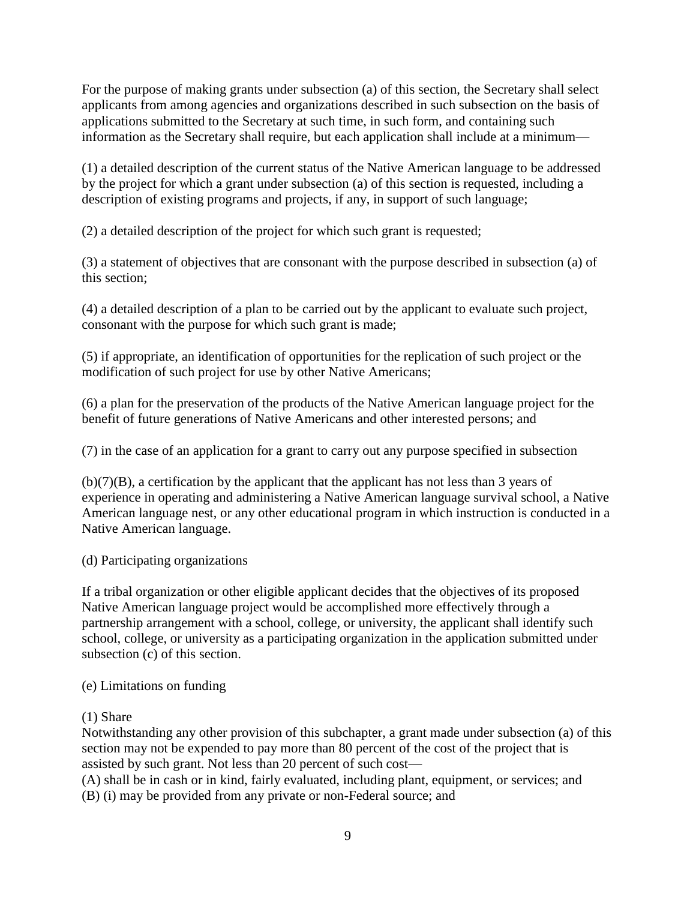For the purpose of making grants under subsection (a) of this section, the Secretary shall select applicants from among agencies and organizations described in such subsection on the basis of applications submitted to the Secretary at such time, in such form, and containing such information as the Secretary shall require, but each application shall include at a minimum—

(1) a detailed description of the current status of the Native American language to be addressed by the project for which a grant under subsection (a) of this section is requested, including a description of existing programs and projects, if any, in support of such language;

(2) a detailed description of the project for which such grant is requested;

(3) a statement of objectives that are consonant with the purpose described in subsection (a) of this section;

(4) a detailed description of a plan to be carried out by the applicant to evaluate such project, consonant with the purpose for which such grant is made;

(5) if appropriate, an identification of opportunities for the replication of such project or the modification of such project for use by other Native Americans;

(6) a plan for the preservation of the products of the Native American language project for the benefit of future generations of Native Americans and other interested persons; and

(7) in the case of an application for a grant to carry out any purpose specified in subsection

(b)(7)(B), a certification by the applicant that the applicant has not less than 3 years of experience in operating and administering a Native American language survival school, a Native American language nest, or any other educational program in which instruction is conducted in a Native American language.

(d) Participating organizations

If a tribal organization or other eligible applicant decides that the objectives of its proposed Native American language project would be accomplished more effectively through a partnership arrangement with a school, college, or university, the applicant shall identify such school, college, or university as a participating organization in the application submitted under subsection (c) of this section.

(e) Limitations on funding

(1) Share
Notwithstanding any other provision of this subchapter, a grant made under subsection (a) of this section may not be expended to pay more than 80 percent of the cost of the project that is assisted by such grant. Not less than 20 percent of such cost—
(A) shall be in cash or in kind, fairly evaluated, including plant, equipment, or services; and
(B) (i) may be provided from any private or non-Federal source; and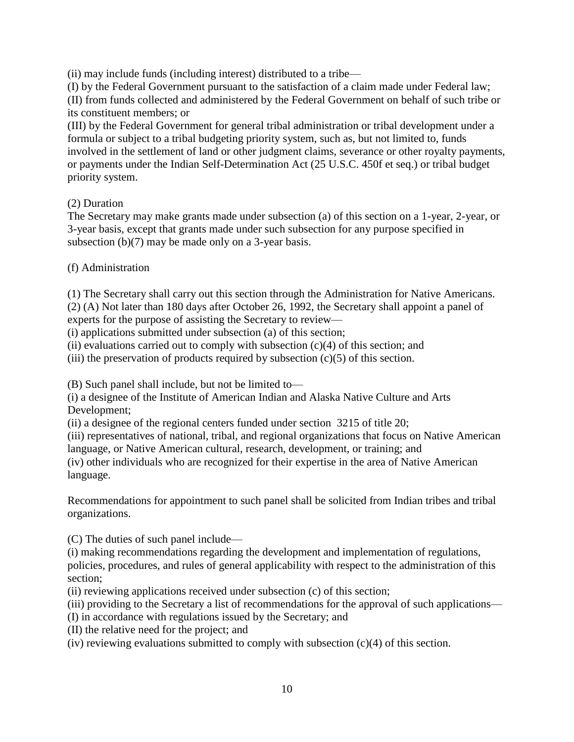(ii) may include funds (including interest) distributed to a tribe—

(I) by the Federal Government pursuant to the satisfaction of a claim made under Federal law;

(II) from funds collected and administered by the Federal Government on behalf of such tribe or its constituent members; or

(III) by the Federal Government for general tribal administration or tribal development under a formula or subject to a tribal budgeting priority system, such as, but not limited to, funds involved in the settlement of land or other judgment claims, severance or other royalty payments, or payments under the Indian Self-Determination Act (25 U.S.C. 450f et seq.) or tribal budget priority system.

(2) Duration

The Secretary may make grants made under subsection (a) of this section on a 1-year, 2-year, or 3-year basis, except that grants made under such subsection for any purpose specified in subsection (b)(7) may be made only on a 3-year basis.

(f) Administration

(1) The Secretary shall carry out this section through the Administration for Native Americans.

(2) (A) Not later than 180 days after October 26, 1992, the Secretary shall appoint a panel of experts for the purpose of assisting the Secretary to review—

(i) applications submitted under subsection (a) of this section;

(ii) evaluations carried out to comply with subsection (c)(4) of this section; and

(iii) the preservation of products required by subsection (c)(5) of this section.

(B) Such panel shall include, but not be limited to—

(i) a designee of the Institute of American Indian and Alaska Native Culture and Arts Development;

(ii) a designee of the regional centers funded under section 3215 of title 20;

(iii) representatives of national, tribal, and regional organizations that focus on Native American language, or Native American cultural, research, development, or training; and

(iv) other individuals who are recognized for their expertise in the area of Native American language.

Recommendations for appointment to such panel shall be solicited from Indian tribes and tribal organizations.

(C) The duties of such panel include—

(i) making recommendations regarding the development and implementation of regulations, policies, procedures, and rules of general applicability with respect to the administration of this section;

(ii) reviewing applications received under subsection (c) of this section;

(iii) providing to the Secretary a list of recommendations for the approval of such applications—

(I) in accordance with regulations issued by the Secretary; and

(II) the relative need for the project; and

(iv) reviewing evaluations submitted to comply with subsection (c)(4) of this section.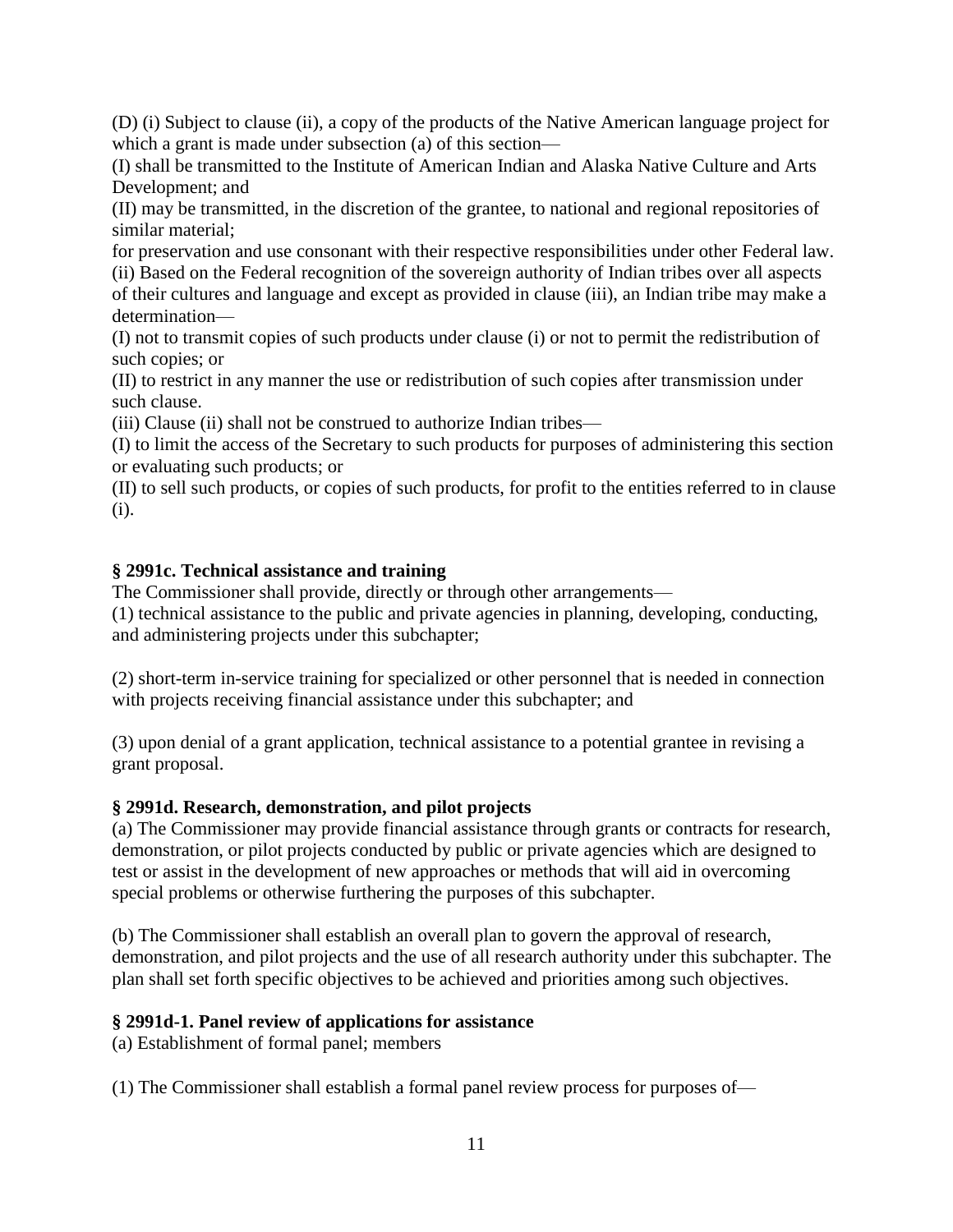(D) (i) Subject to clause (ii), a copy of the products of the Native American language project for which a grant is made under subsection (a) of this section—

(I) shall be transmitted to the Institute of American Indian and Alaska Native Culture and Arts Development; and

(II) may be transmitted, in the discretion of the grantee, to national and regional repositories of similar material;

for preservation and use consonant with their respective responsibilities under other Federal law.

(ii) Based on the Federal recognition of the sovereign authority of Indian tribes over all aspects of their cultures and language and except as provided in clause (iii), an Indian tribe may make a determination—

(I) not to transmit copies of such products under clause (i) or not to permit the redistribution of such copies; or

(II) to restrict in any manner the use or redistribution of such copies after transmission under such clause.

(iii) Clause (ii) shall not be construed to authorize Indian tribes—

(I) to limit the access of the Secretary to such products for purposes of administering this section or evaluating such products; or

(II) to sell such products, or copies of such products, for profit to the entities referred to in clause (i).

**§ 2991c. Technical assistance and training**

The Commissioner shall provide, directly or through other arrangements—

(1) technical assistance to the public and private agencies in planning, developing, conducting, and administering projects under this subchapter;

(2) short-term in-service training for specialized or other personnel that is needed in connection with projects receiving financial assistance under this subchapter; and

(3) upon denial of a grant application, technical assistance to a potential grantee in revising a grant proposal.

**§ 2991d. Research, demonstration, and pilot projects**

(a) The Commissioner may provide financial assistance through grants or contracts for research, demonstration, or pilot projects conducted by public or private agencies which are designed to test or assist in the development of new approaches or methods that will aid in overcoming special problems or otherwise furthering the purposes of this subchapter.

(b) The Commissioner shall establish an overall plan to govern the approval of research, demonstration, and pilot projects and the use of all research authority under this subchapter. The plan shall set forth specific objectives to be achieved and priorities among such objectives.

**§ 2991d-1. Panel review of applications for assistance**

(a) Establishment of formal panel; members

(1) The Commissioner shall establish a formal panel review process for purposes of—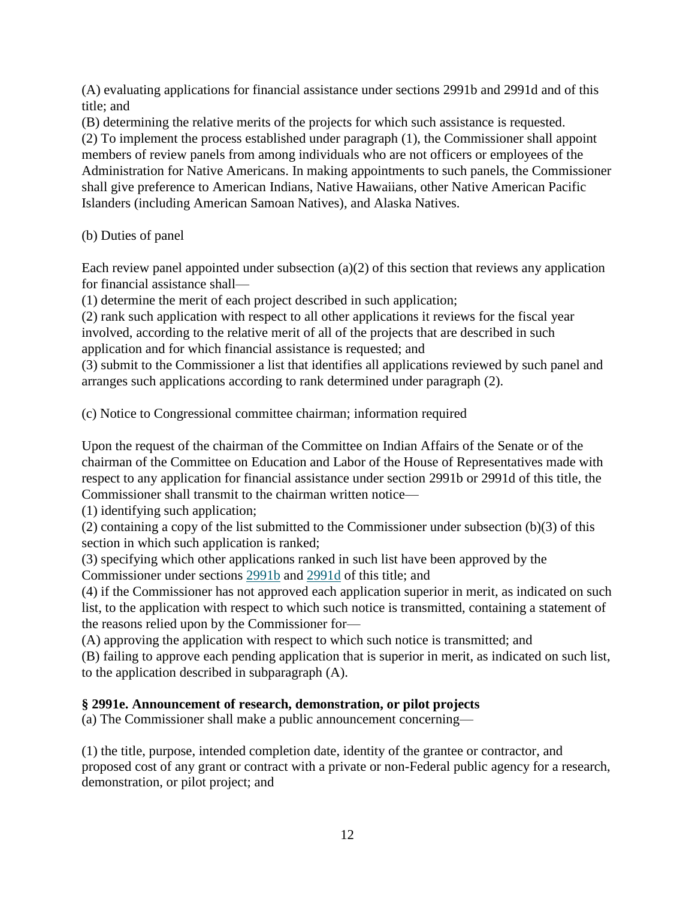(A) evaluating applications for financial assistance under sections 2991b and 2991d and of this title; and

(B) determining the relative merits of the projects for which such assistance is requested.

(2) To implement the process established under paragraph (1), the Commissioner shall appoint members of review panels from among individuals who are not officers or employees of the Administration for Native Americans. In making appointments to such panels, the Commissioner shall give preference to American Indians, Native Hawaiians, other Native American Pacific Islanders (including American Samoan Natives), and Alaska Natives.

(b) Duties of panel

Each review panel appointed under subsection (a)(2) of this section that reviews any application for financial assistance shall—

(1) determine the merit of each project described in such application;

(2) rank such application with respect to all other applications it reviews for the fiscal year involved, according to the relative merit of all of the projects that are described in such application and for which financial assistance is requested; and

(3) submit to the Commissioner a list that identifies all applications reviewed by such panel and arranges such applications according to rank determined under paragraph (2).

(c) Notice to Congressional committee chairman; information required

Upon the request of the chairman of the Committee on Indian Affairs of the Senate or of the chairman of the Committee on Education and Labor of the House of Representatives made with respect to any application for financial assistance under section 2991b or 2991d of this title, the Commissioner shall transmit to the chairman written notice—

(1) identifying such application;

(2) containing a copy of the list submitted to the Commissioner under subsection (b)(3) of this section in which such application is ranked;

(3) specifying which other applications ranked in such list have been approved by the Commissioner under sections 2991b and 2991d of this title; and

(4) if the Commissioner has not approved each application superior in merit, as indicated on such list, to the application with respect to which such notice is transmitted, containing a statement of the reasons relied upon by the Commissioner for—

(A) approving the application with respect to which such notice is transmitted; and

(B) failing to approve each pending application that is superior in merit, as indicated on such list, to the application described in subparagraph (A).

**§ 2991e. Announcement of research, demonstration, or pilot projects**

(a) The Commissioner shall make a public announcement concerning—

(1) the title, purpose, intended completion date, identity of the grantee or contractor, and proposed cost of any grant or contract with a private or non-Federal public agency for a research, demonstration, or pilot project; and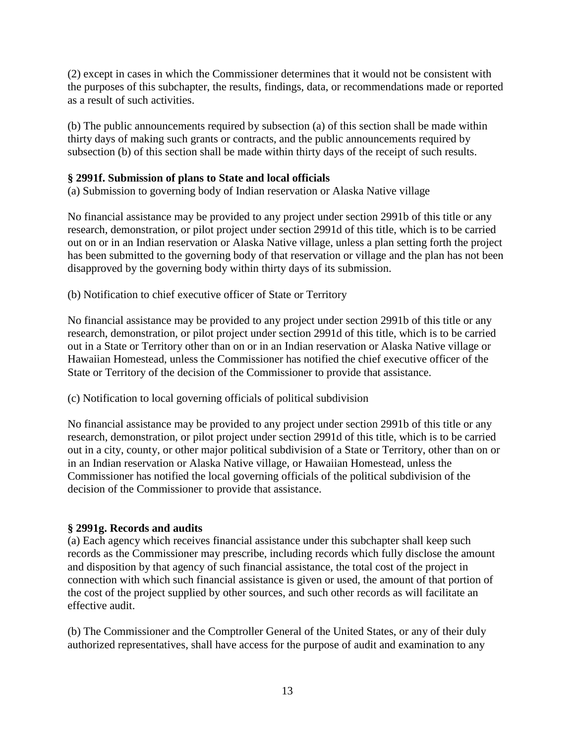(2) except in cases in which the Commissioner determines that it would not be consistent with the purposes of this subchapter, the results, findings, data, or recommendations made or reported as a result of such activities.

(b) The public announcements required by subsection (a) of this section shall be made within thirty days of making such grants or contracts, and the public announcements required by subsection (b) of this section shall be made within thirty days of the receipt of such results.

**§ 2991f. Submission of plans to State and local officials**

(a) Submission to governing body of Indian reservation or Alaska Native village

No financial assistance may be provided to any project under section 2991b of this title or any research, demonstration, or pilot project under section 2991d of this title, which is to be carried out on or in an Indian reservation or Alaska Native village, unless a plan setting forth the project has been submitted to the governing body of that reservation or village and the plan has not been disapproved by the governing body within thirty days of its submission.

(b) Notification to chief executive officer of State or Territory

No financial assistance may be provided to any project under section 2991b of this title or any research, demonstration, or pilot project under section 2991d of this title, which is to be carried out in a State or Territory other than on or in an Indian reservation or Alaska Native village or Hawaiian Homestead, unless the Commissioner has notified the chief executive officer of the State or Territory of the decision of the Commissioner to provide that assistance.

(c) Notification to local governing officials of political subdivision

No financial assistance may be provided to any project under section 2991b of this title or any research, demonstration, or pilot project under section 2991d of this title, which is to be carried out in a city, county, or other major political subdivision of a State or Territory, other than on or in an Indian reservation or Alaska Native village, or Hawaiian Homestead, unless the Commissioner has notified the local governing officials of the political subdivision of the decision of the Commissioner to provide that assistance.

**§ 2991g. Records and audits**

(a) Each agency which receives financial assistance under this subchapter shall keep such records as the Commissioner may prescribe, including records which fully disclose the amount and disposition by that agency of such financial assistance, the total cost of the project in connection with which such financial assistance is given or used, the amount of that portion of the cost of the project supplied by other sources, and such other records as will facilitate an effective audit.

(b) The Commissioner and the Comptroller General of the United States, or any of their duly authorized representatives, shall have access for the purpose of audit and examination to any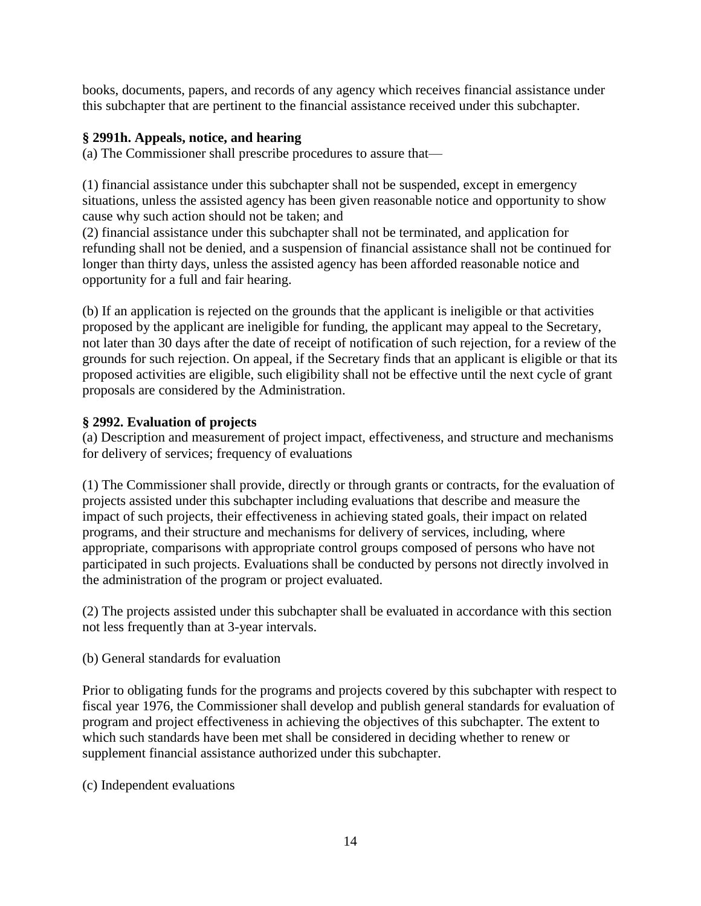books, documents, papers, and records of any agency which receives financial assistance under this subchapter that are pertinent to the financial assistance received under this subchapter.

**§ 2991h. Appeals, notice, and hearing**

(a) The Commissioner shall prescribe procedures to assure that—

(1) financial assistance under this subchapter shall not be suspended, except in emergency situations, unless the assisted agency has been given reasonable notice and opportunity to show cause why such action should not be taken; and

(2) financial assistance under this subchapter shall not be terminated, and application for refunding shall not be denied, and a suspension of financial assistance shall not be continued for longer than thirty days, unless the assisted agency has been afforded reasonable notice and opportunity for a full and fair hearing.

(b) If an application is rejected on the grounds that the applicant is ineligible or that activities proposed by the applicant are ineligible for funding, the applicant may appeal to the Secretary, not later than 30 days after the date of receipt of notification of such rejection, for a review of the grounds for such rejection. On appeal, if the Secretary finds that an applicant is eligible or that its proposed activities are eligible, such eligibility shall not be effective until the next cycle of grant proposals are considered by the Administration.

**§ 2992. Evaluation of projects**

(a) Description and measurement of project impact, effectiveness, and structure and mechanisms for delivery of services; frequency of evaluations

(1) The Commissioner shall provide, directly or through grants or contracts, for the evaluation of projects assisted under this subchapter including evaluations that describe and measure the impact of such projects, their effectiveness in achieving stated goals, their impact on related programs, and their structure and mechanisms for delivery of services, including, where appropriate, comparisons with appropriate control groups composed of persons who have not participated in such projects. Evaluations shall be conducted by persons not directly involved in the administration of the program or project evaluated.

(2) The projects assisted under this subchapter shall be evaluated in accordance with this section not less frequently than at 3-year intervals.

(b) General standards for evaluation

Prior to obligating funds for the programs and projects covered by this subchapter with respect to fiscal year 1976, the Commissioner shall develop and publish general standards for evaluation of program and project effectiveness in achieving the objectives of this subchapter. The extent to which such standards have been met shall be considered in deciding whether to renew or supplement financial assistance authorized under this subchapter.

(c) Independent evaluations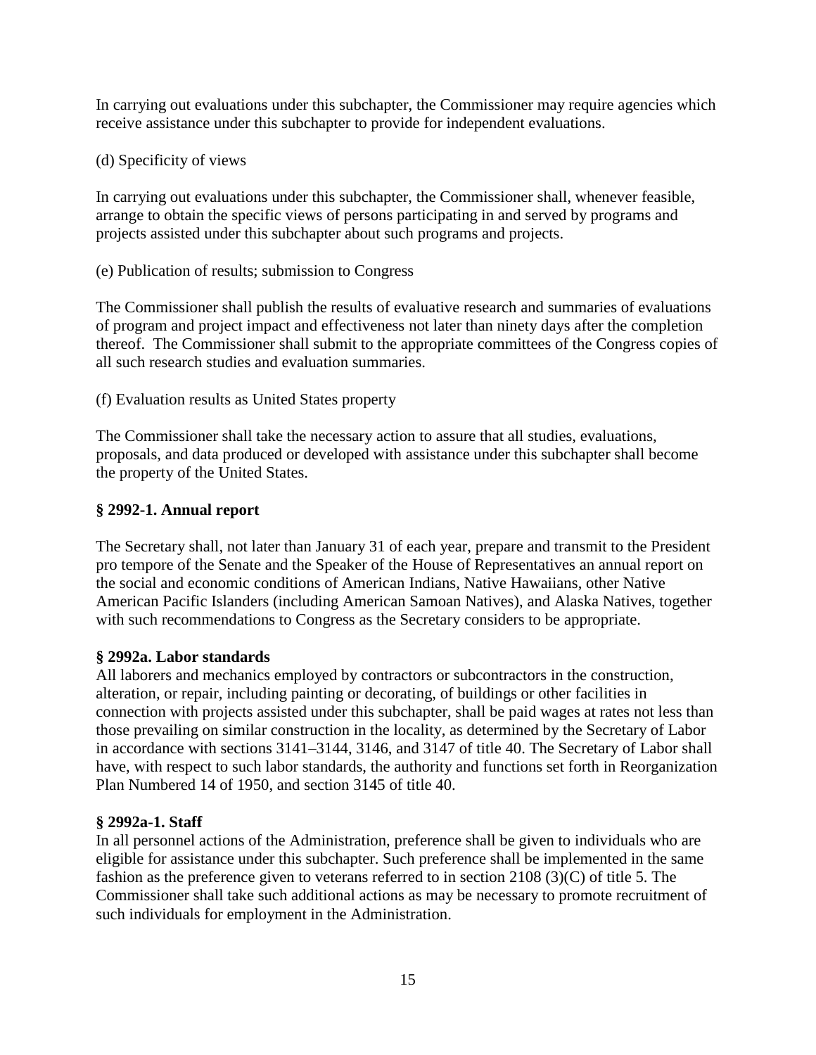In carrying out evaluations under this subchapter, the Commissioner may require agencies which receive assistance under this subchapter to provide for independent evaluations.

(d) Specificity of views

In carrying out evaluations under this subchapter, the Commissioner shall, whenever feasible, arrange to obtain the specific views of persons participating in and served by programs and projects assisted under this subchapter about such programs and projects.

(e) Publication of results; submission to Congress

The Commissioner shall publish the results of evaluative research and summaries of evaluations of program and project impact and effectiveness not later than ninety days after the completion thereof. The Commissioner shall submit to the appropriate committees of the Congress copies of all such research studies and evaluation summaries.

(f) Evaluation results as United States property

The Commissioner shall take the necessary action to assure that all studies, evaluations, proposals, and data produced or developed with assistance under this subchapter shall become the property of the United States.

**§ 2992-1. Annual report**

The Secretary shall, not later than January 31 of each year, prepare and transmit to the President pro tempore of the Senate and the Speaker of the House of Representatives an annual report on the social and economic conditions of American Indians, Native Hawaiians, other Native American Pacific Islanders (including American Samoan Natives), and Alaska Natives, together with such recommendations to Congress as the Secretary considers to be appropriate.

**§ 2992a. Labor standards**

All laborers and mechanics employed by contractors or subcontractors in the construction, alteration, or repair, including painting or decorating, of buildings or other facilities in connection with projects assisted under this subchapter, shall be paid wages at rates not less than those prevailing on similar construction in the locality, as determined by the Secretary of Labor in accordance with sections 3141–3144, 3146, and 3147 of title 40. The Secretary of Labor shall have, with respect to such labor standards, the authority and functions set forth in Reorganization Plan Numbered 14 of 1950, and section 3145 of title 40.

**§ 2992a-1. Staff**

In all personnel actions of the Administration, preference shall be given to individuals who are eligible for assistance under this subchapter. Such preference shall be implemented in the same fashion as the preference given to veterans referred to in section 2108 (3)(C) of title 5. The Commissioner shall take such additional actions as may be necessary to promote recruitment of such individuals for employment in the Administration.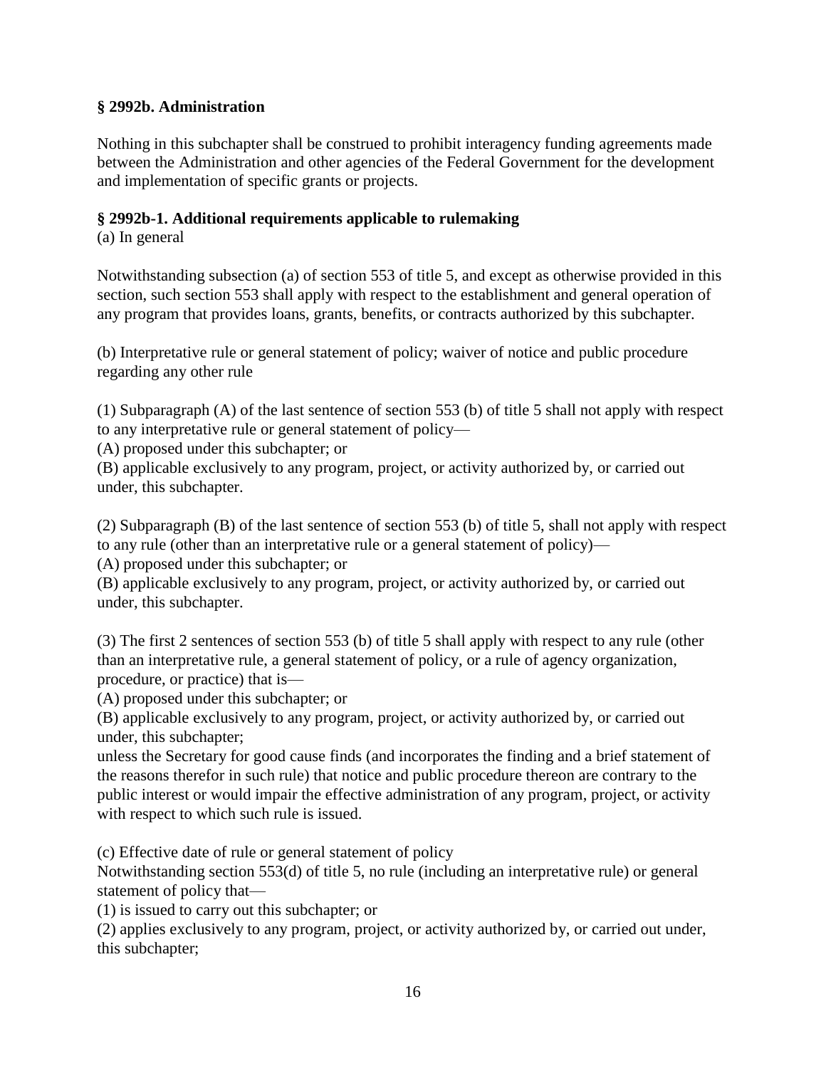**§ 2992b. Administration**

Nothing in this subchapter shall be construed to prohibit interagency funding agreements made between the Administration and other agencies of the Federal Government for the development and implementation of specific grants or projects.

**§ 2992b-1. Additional requirements applicable to rulemaking**

(a) In general

Notwithstanding subsection (a) of section 553 of title 5, and except as otherwise provided in this section, such section 553 shall apply with respect to the establishment and general operation of any program that provides loans, grants, benefits, or contracts authorized by this subchapter.

(b) Interpretative rule or general statement of policy; waiver of notice and public procedure regarding any other rule

(1) Subparagraph (A) of the last sentence of section 553 (b) of title 5 shall not apply with respect to any interpretative rule or general statement of policy—

(A) proposed under this subchapter; or

(B) applicable exclusively to any program, project, or activity authorized by, or carried out under, this subchapter.

(2) Subparagraph (B) of the last sentence of section 553 (b) of title 5, shall not apply with respect to any rule (other than an interpretative rule or a general statement of policy)—

(A) proposed under this subchapter; or

(B) applicable exclusively to any program, project, or activity authorized by, or carried out under, this subchapter.

(3) The first 2 sentences of section 553 (b) of title 5 shall apply with respect to any rule (other than an interpretative rule, a general statement of policy, or a rule of agency organization, procedure, or practice) that is—

(A) proposed under this subchapter; or

(B) applicable exclusively to any program, project, or activity authorized by, or carried out under, this subchapter;

unless the Secretary for good cause finds (and incorporates the finding and a brief statement of the reasons therefor in such rule) that notice and public procedure thereon are contrary to the public interest or would impair the effective administration of any program, project, or activity with respect to which such rule is issued.

(c) Effective date of rule or general statement of policy

Notwithstanding section 553(d) of title 5, no rule (including an interpretative rule) or general statement of policy that—

(1) is issued to carry out this subchapter; or

(2) applies exclusively to any program, project, or activity authorized by, or carried out under, this subchapter;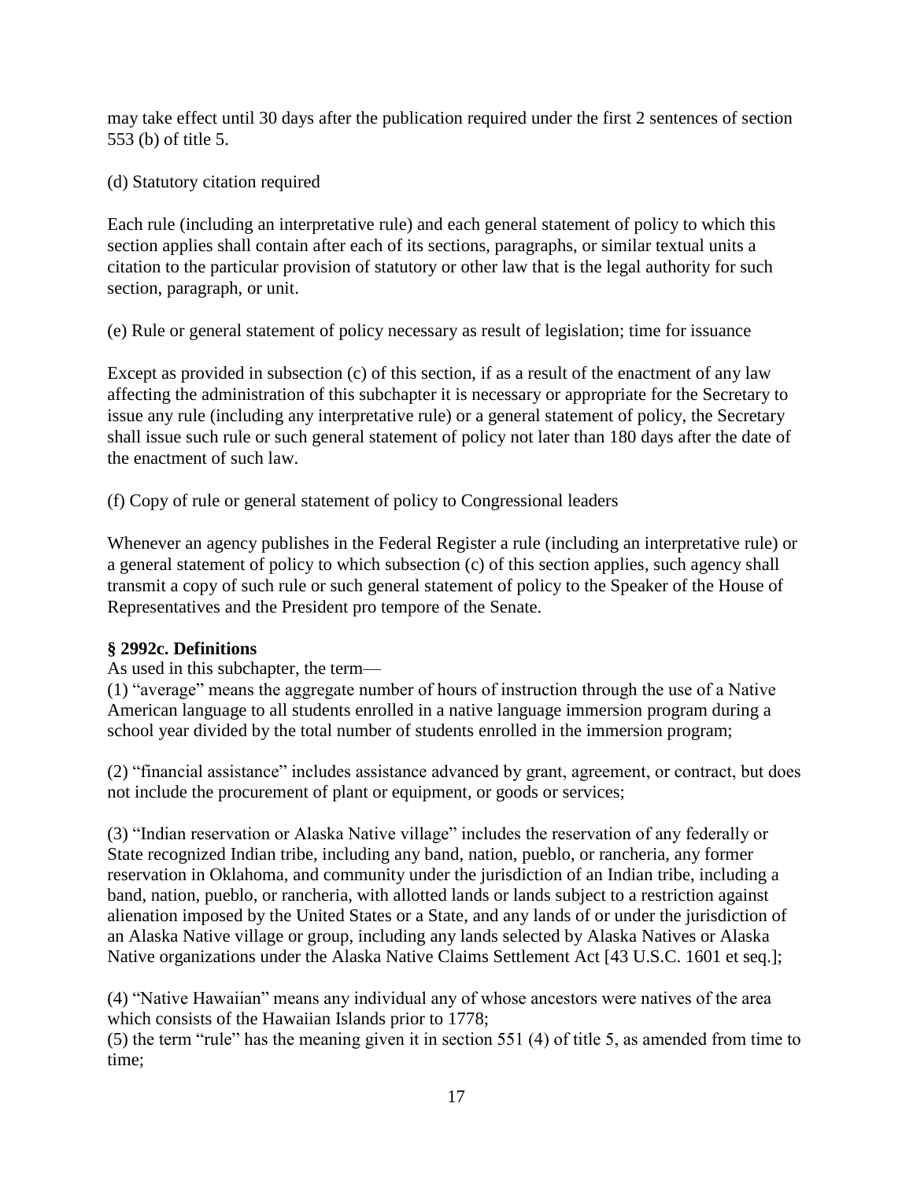may take effect until 30 days after the publication required under the first 2 sentences of section 553 (b) of title 5.

(d) Statutory citation required

Each rule (including an interpretative rule) and each general statement of policy to which this section applies shall contain after each of its sections, paragraphs, or similar textual units a citation to the particular provision of statutory or other law that is the legal authority for such section, paragraph, or unit.

(e) Rule or general statement of policy necessary as result of legislation; time for issuance

Except as provided in subsection (c) of this section, if as a result of the enactment of any law affecting the administration of this subchapter it is necessary or appropriate for the Secretary to issue any rule (including any interpretative rule) or a general statement of policy, the Secretary shall issue such rule or such general statement of policy not later than 180 days after the date of the enactment of such law.

(f) Copy of rule or general statement of policy to Congressional leaders

Whenever an agency publishes in the Federal Register a rule (including an interpretative rule) or a general statement of policy to which subsection (c) of this section applies, such agency shall transmit a copy of such rule or such general statement of policy to the Speaker of the House of Representatives and the President pro tempore of the Senate.

**§ 2992c. Definitions**

As used in this subchapter, the term—

(1) "average" means the aggregate number of hours of instruction through the use of a Native American language to all students enrolled in a native language immersion program during a school year divided by the total number of students enrolled in the immersion program;

(2) "financial assistance" includes assistance advanced by grant, agreement, or contract, but does not include the procurement of plant or equipment, or goods or services;

(3) "Indian reservation or Alaska Native village" includes the reservation of any federally or State recognized Indian tribe, including any band, nation, pueblo, or rancheria, any former reservation in Oklahoma, and community under the jurisdiction of an Indian tribe, including a band, nation, pueblo, or rancheria, with allotted lands or lands subject to a restriction against alienation imposed by the United States or a State, and any lands of or under the jurisdiction of an Alaska Native village or group, including any lands selected by Alaska Natives or Alaska Native organizations under the Alaska Native Claims Settlement Act [43 U.S.C. 1601 et seq.];

(4) "Native Hawaiian" means any individual any of whose ancestors were natives of the area which consists of the Hawaiian Islands prior to 1778;

(5) the term "rule" has the meaning given it in section 551 (4) of title 5, as amended from time to time;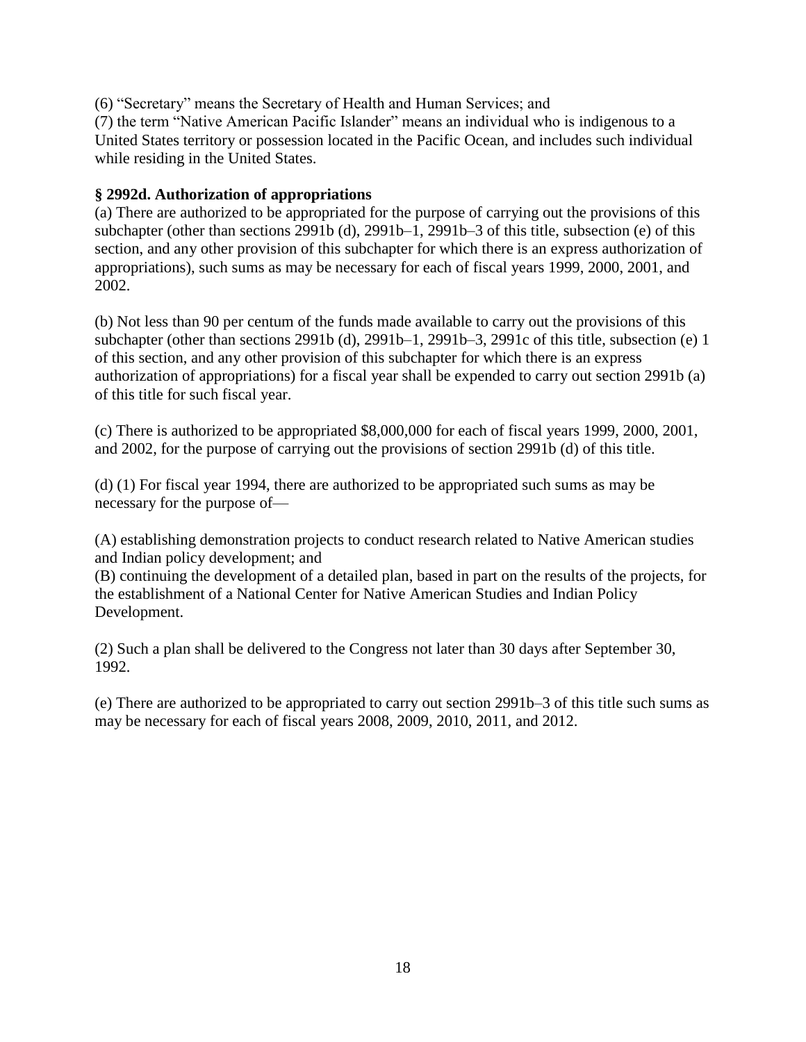(6) “Secretary” means the Secretary of Health and Human Services; and
(7) the term “Native American Pacific Islander” means an individual who is indigenous to a United States territory or possession located in the Pacific Ocean, and includes such individual while residing in the United States.

**§ 2992d. Authorization of appropriations**

(a) There are authorized to be appropriated for the purpose of carrying out the provisions of this subchapter (other than sections 2991b (d), 2991b–1, 2991b–3 of this title, subsection (e) of this section, and any other provision of this subchapter for which there is an express authorization of appropriations), such sums as may be necessary for each of fiscal years 1999, 2000, 2001, and 2002.

(b) Not less than 90 per centum of the funds made available to carry out the provisions of this subchapter (other than sections 2991b (d), 2991b–1, 2991b–3, 2991c of this title, subsection (e) 1 of this section, and any other provision of this subchapter for which there is an express authorization of appropriations) for a fiscal year shall be expended to carry out section 2991b (a) of this title for such fiscal year.

(c) There is authorized to be appropriated $8,000,000 for each of fiscal years 1999, 2000, 2001, and 2002, for the purpose of carrying out the provisions of section 2991b (d) of this title.

(d) (1) For fiscal year 1994, there are authorized to be appropriated such sums as may be necessary for the purpose of—

(A) establishing demonstration projects to conduct research related to Native American studies and Indian policy development; and
(B) continuing the development of a detailed plan, based in part on the results of the projects, for the establishment of a National Center for Native American Studies and Indian Policy Development.

(2) Such a plan shall be delivered to the Congress not later than 30 days after September 30, 1992.

(e) There are authorized to be appropriated to carry out section 2991b–3 of this title such sums as may be necessary for each of fiscal years 2008, 2009, 2010, 2011, and 2012.